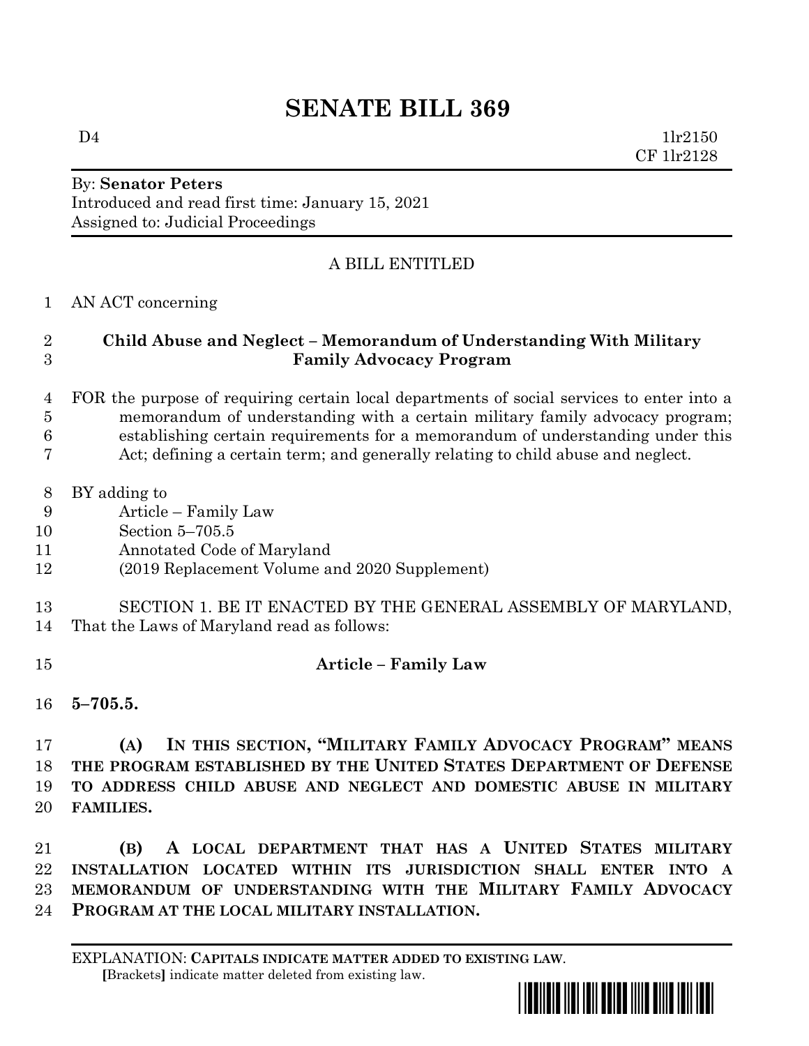# SENATE BILL 369

D4 1lr2150
CF 1lr2128

By: **Senator Peters**
Introduced and read first time: January 15, 2021
Assigned to: Judicial Proceedings

A BILL ENTITLED

1 AN ACT concerning

2 **Child Abuse and Neglect – Memorandum of Understanding With Military**
3 **Family Advocacy Program**

4 FOR the purpose of requiring certain local departments of social services to enter into a
5 memorandum of understanding with a certain military family advocacy program;
6 establishing certain requirements for a memorandum of understanding under this
7 Act; defining a certain term; and generally relating to child abuse and neglect.

8 BY adding to
9 Article – Family Law
10 Section 5–705.5
11 Annotated Code of Maryland
12 (2019 Replacement Volume and 2020 Supplement)

13 SECTION 1. BE IT ENACTED BY THE GENERAL ASSEMBLY OF MARYLAND,
14 That the Laws of Maryland read as follows:

15 **Article – Family Law**

16 **5–705.5.**

17 **(A) IN THIS SECTION, "MILITARY FAMILY ADVOCACY PROGRAM" MEANS**
18 **THE PROGRAM ESTABLISHED BY THE UNITED STATES DEPARTMENT OF DEFENSE**
19 **TO ADDRESS CHILD ABUSE AND NEGLECT AND DOMESTIC ABUSE IN MILITARY**
20 **FAMILIES.**

21 **(B) A LOCAL DEPARTMENT THAT HAS A UNITED STATES MILITARY**
22 **INSTALLATION LOCATED WITHIN ITS JURISDICTION SHALL ENTER INTO A**
23 **MEMORANDUM OF UNDERSTANDING WITH THE MILITARY FAMILY ADVOCACY**
24 **PROGRAM AT THE LOCAL MILITARY INSTALLATION.**

EXPLANATION: **CAPITALS INDICATE MATTER ADDED TO EXISTING LAW.**
[Brackets] indicate matter deleted from existing law.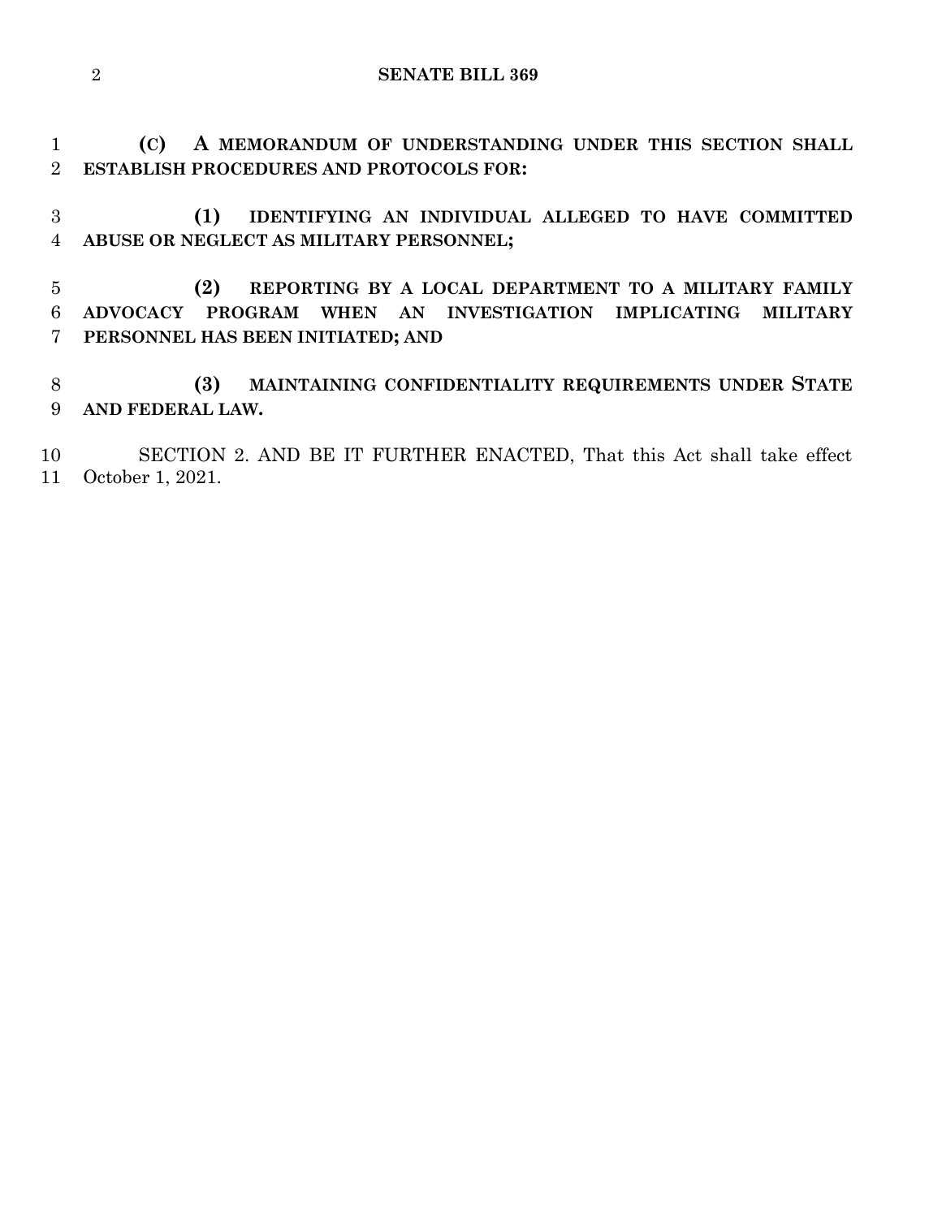**(C) A MEMORANDUM OF UNDERSTANDING UNDER THIS SECTION SHALL ESTABLISH PROCEDURES AND PROTOCOLS FOR:**

**(1) IDENTIFYING AN INDIVIDUAL ALLEGED TO HAVE COMMITTED ABUSE OR NEGLECT AS MILITARY PERSONNEL;**

**(2) REPORTING BY A LOCAL DEPARTMENT TO A MILITARY FAMILY ADVOCACY PROGRAM WHEN AN INVESTIGATION IMPLICATING MILITARY PERSONNEL HAS BEEN INITIATED; AND**

**(3) MAINTAINING CONFIDENTIALITY REQUIREMENTS UNDER STATE AND FEDERAL LAW.**

SECTION 2. AND BE IT FURTHER ENACTED, That this Act shall take effect October 1, 2021.